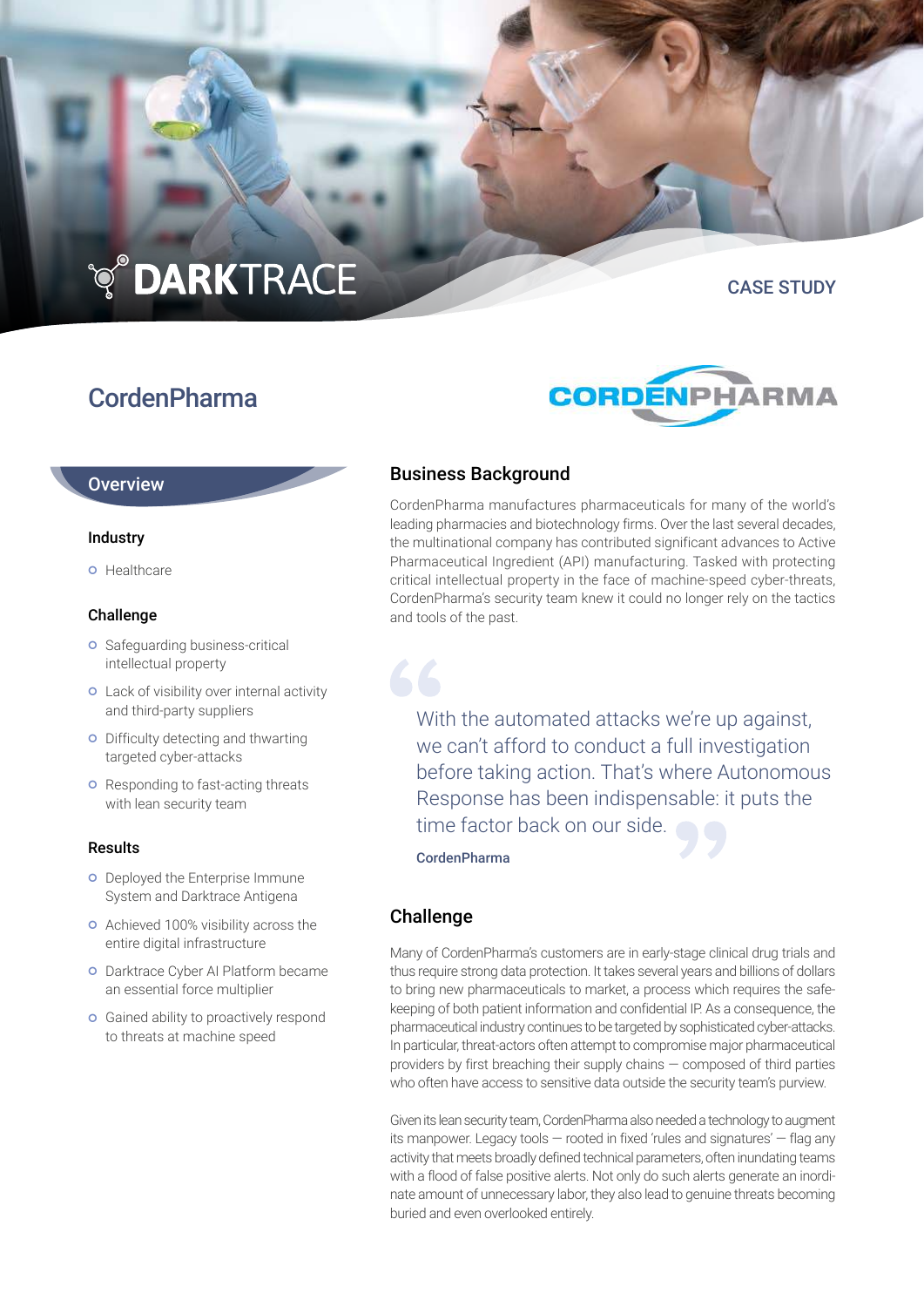DARKTRACE

CASE STUDY

# CordenPharma

## Overview

### Industry

- Healthcare

### Challenge

- Safeguarding business-critical intellectual property
- Lack of visibility over internal activity and third-party suppliers
- Difficulty detecting and thwarting targeted cyber-attacks
- Responding to fast-acting threats with lean security team

### Results

- Deployed the Enterprise Immune System and Darktrace Antigena
- Achieved 100% visibility across the entire digital infrastructure
- Darktrace Cyber AI Platform became an essential force multiplier
- Gained ability to proactively respond to threats at machine speed

## Business Background

CordenPharma manufactures pharmaceuticals for many of the world's leading pharmacies and biotechnology firms. Over the last several decades, the multinational company has contributed significant advances to Active Pharmaceutical Ingredient (API) manufacturing. Tasked with protecting critical intellectual property in the face of machine-speed cyber-threats, CordenPharma's security team knew it could no longer rely on the tactics and tools of the past.

> With the automated attacks we're up against, we can't afford to conduct a full investigation before taking action. That's where Autonomous Response has been indispensable: it puts the time factor back on our side.
>
> **CordenPharma**

## Challenge

Many of CordenPharma's customers are in early-stage clinical drug trials and thus require strong data protection. It takes several years and billions of dollars to bring new pharmaceuticals to market, a process which requires the safekeeping of both patient information and confidential IP. As a consequence, the pharmaceutical industry continues to be targeted by sophisticated cyber-attacks. In particular, threat-actors often attempt to compromise major pharmaceutical providers by first breaching their supply chains — composed of third parties who often have access to sensitive data outside the security team's purview.

Given its lean security team, CordenPharma also needed a technology to augment its manpower. Legacy tools — rooted in fixed 'rules and signatures' — flag any activity that meets broadly defined technical parameters, often inundating teams with a flood of false positive alerts. Not only do such alerts generate an inordinate amount of unnecessary labor, they also lead to genuine threats becoming buried and even overlooked entirely.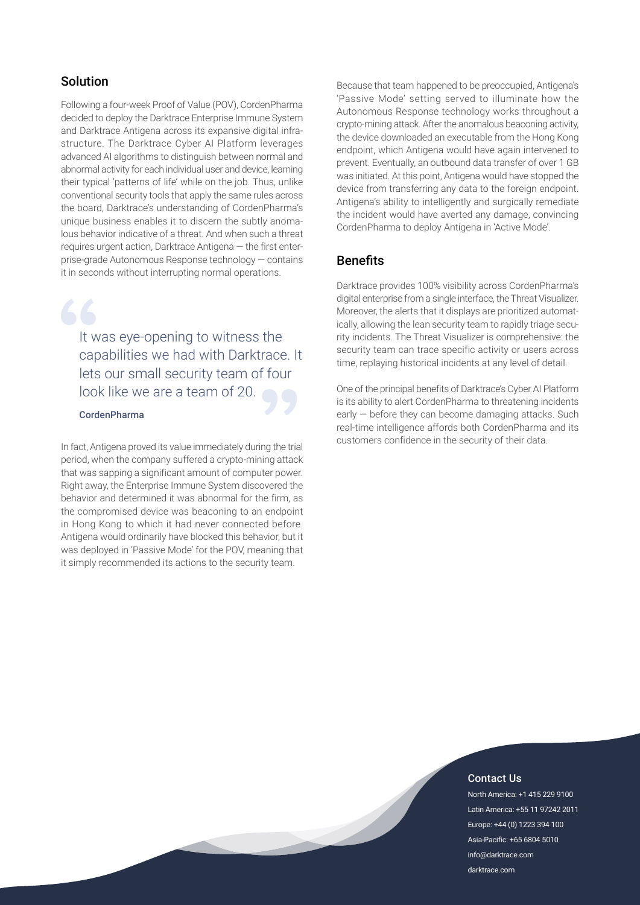## Solution

Following a four-week Proof of Value (POV), CordenPharma decided to deploy the Darktrace Enterprise Immune System and Darktrace Antigena across its expansive digital infrastructure. The Darktrace Cyber AI Platform leverages advanced AI algorithms to distinguish between normal and abnormal activity for each individual user and device, learning their typical 'patterns of life' while on the job. Thus, unlike conventional security tools that apply the same rules across the board, Darktrace's understanding of CordenPharma's unique business enables it to discern the subtly anomalous behavior indicative of a threat. And when such a threat requires urgent action, Darktrace Antigena — the first enterprise-grade Autonomous Response technology — contains it in seconds without interrupting normal operations.

> It was eye-opening to witness the capabilities we had with Darktrace. It lets our small security team of four look like we are a team of 20.
>
> **CordenPharma**

In fact, Antigena proved its value immediately during the trial period, when the company suffered a crypto-mining attack that was sapping a significant amount of computer power. Right away, the Enterprise Immune System discovered the behavior and determined it was abnormal for the firm, as the compromised device was beaconing to an endpoint in Hong Kong to which it had never connected before. Antigena would ordinarily have blocked this behavior, but it was deployed in 'Passive Mode' for the POV, meaning that it simply recommended its actions to the security team.

Because that team happened to be preoccupied, Antigena's 'Passive Mode' setting served to illuminate how the Autonomous Response technology works throughout a crypto-mining attack. After the anomalous beaconing activity, the device downloaded an executable from the Hong Kong endpoint, which Antigena would have again intervened to prevent. Eventually, an outbound data transfer of over 1 GB was initiated. At this point, Antigena would have stopped the device from transferring any data to the foreign endpoint. Antigena's ability to intelligently and surgically remediate the incident would have averted any damage, convincing CordenPharma to deploy Antigena in 'Active Mode'.

## Benefits

Darktrace provides 100% visibility across CordenPharma's digital enterprise from a single interface, the Threat Visualizer. Moreover, the alerts that it displays are prioritized automatically, allowing the lean security team to rapidly triage security incidents. The Threat Visualizer is comprehensive: the security team can trace specific activity or users across time, replaying historical incidents at any level of detail.

One of the principal benefits of Darktrace's Cyber AI Platform is its ability to alert CordenPharma to threatening incidents early — before they can become damaging attacks. Such real-time intelligence affords both CordenPharma and its customers confidence in the security of their data.

### Contact Us

North America: +1 415 229 9100
Latin America: +55 11 97242 2011
Europe: +44 (0) 1223 394 100
Asia-Pacific: +65 6804 5010
info@darktrace.com
darktrace.com